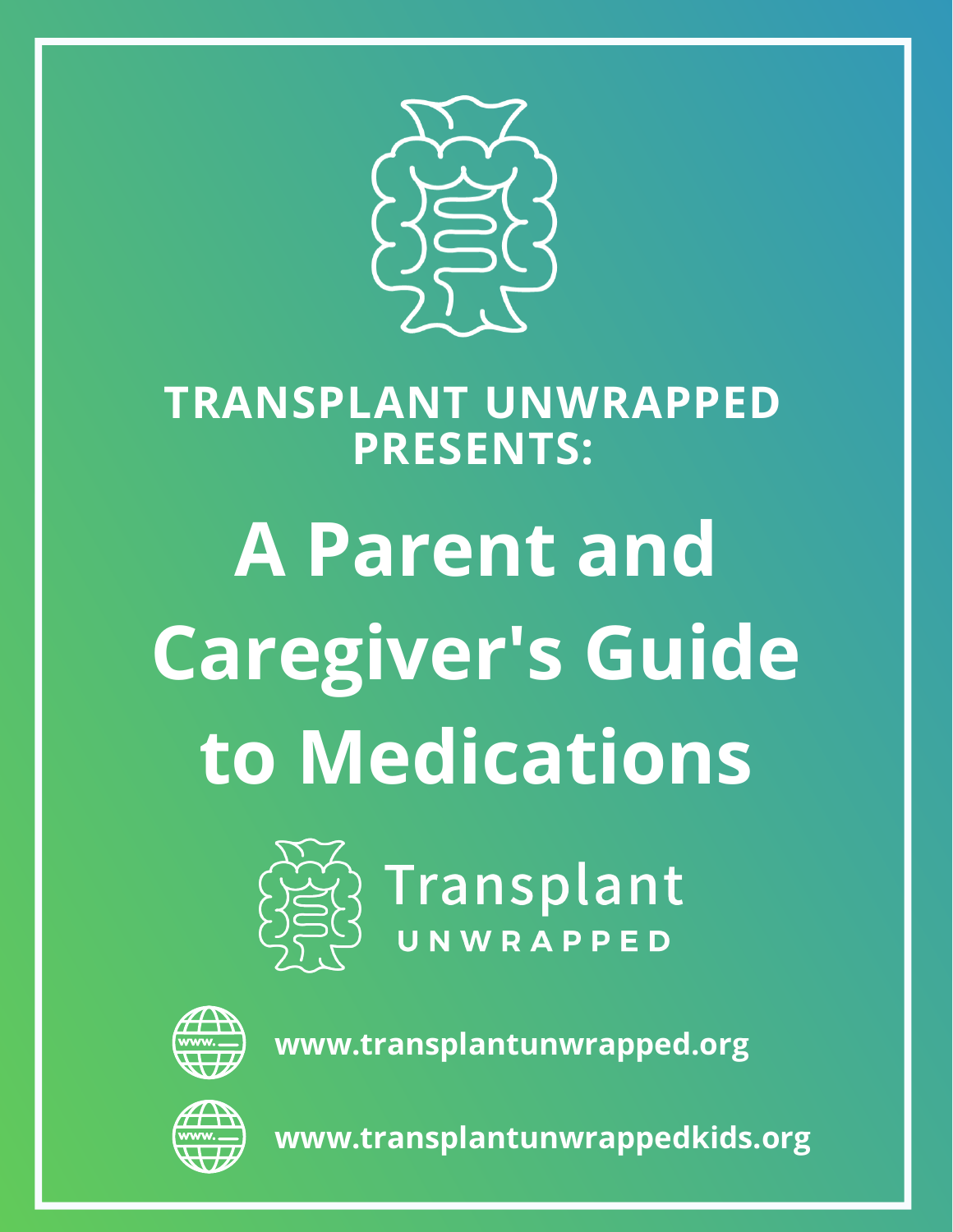**TRANSPLANT UNWRAPPED PRESENTS:**

# A Parent and Caregiver's Guide to Medications

Transplant UNWRAPPED

www.transplantunwrapped.org

www.transplantunwrappedkids.org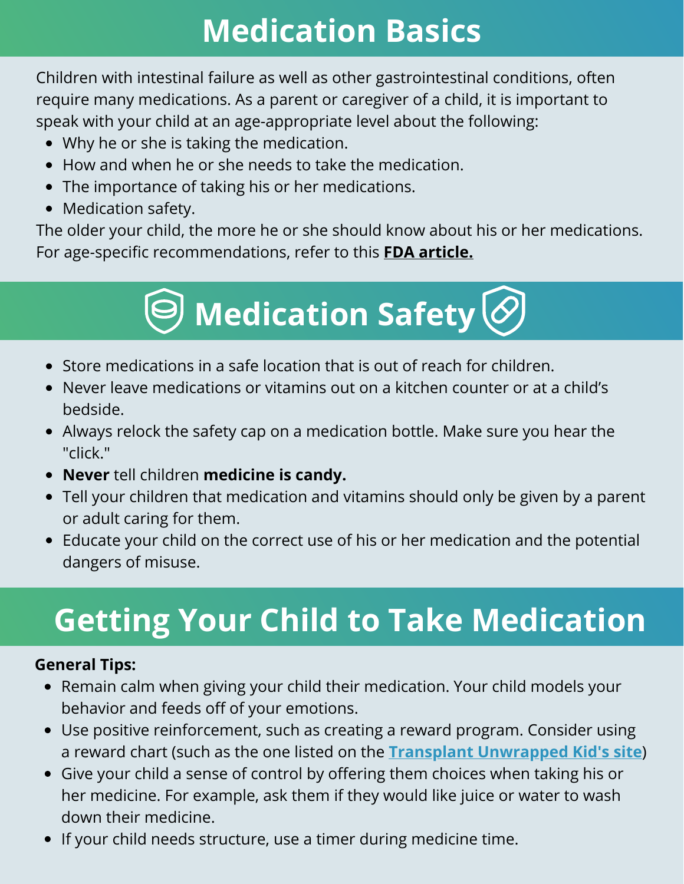# Medication Basics

Children with intestinal failure as well as other gastrointestinal conditions, often require many medications. As a parent or caregiver of a child, it is important to speak with your child at an age-appropriate level about the following:

- Why he or she is taking the medication.
- How and when he or she needs to take the medication.
- The importance of taking his or her medications.
- Medication safety.

The older your child, the more he or she should know about his or her medications. For age-specific recommendations, refer to this **FDA article.**

# Medication Safety

- Store medications in a safe location that is out of reach for children.
- Never leave medications or vitamins out on a kitchen counter or at a child's bedside.
- Always relock the safety cap on a medication bottle. Make sure you hear the "click."
- **Never** tell children **medicine is candy.**
- Tell your children that medication and vitamins should only be given by a parent or adult caring for them.
- Educate your child on the correct use of his or her medication and the potential dangers of misuse.

# Getting Your Child to Take Medication

**General Tips:**

- Remain calm when giving your child their medication. Your child models your behavior and feeds off of your emotions.
- Use positive reinforcement, such as creating a reward program. Consider using a reward chart (such as the one listed on the **Transplant Unwrapped Kid's site**)
- Give your child a sense of control by offering them choices when taking his or her medicine. For example, ask them if they would like juice or water to wash down their medicine.
- If your child needs structure, use a timer during medicine time.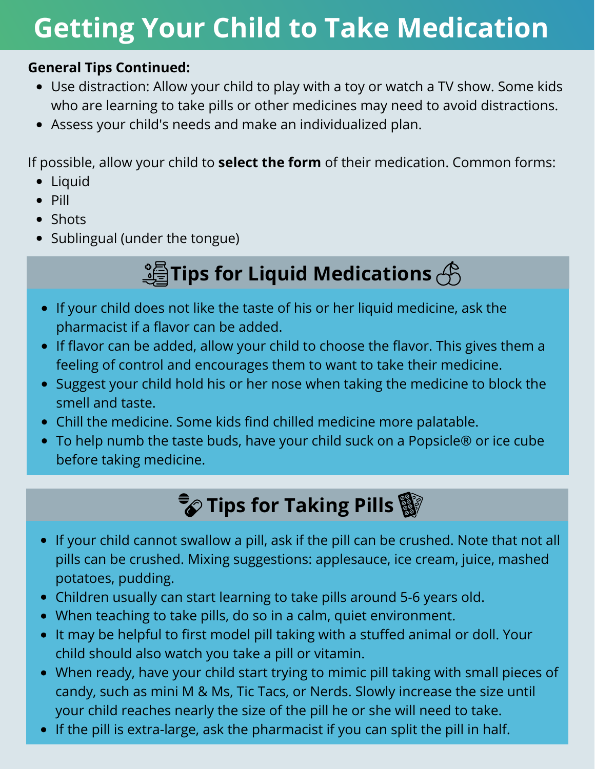# Getting Your Child to Take Medication

**General Tips Continued:**

- Use distraction: Allow your child to play with a toy or watch a TV show. Some kids who are learning to take pills or other medicines may need to avoid distractions.
- Assess your child's needs and make an individualized plan.

If possible, allow your child to **select the form** of their medication. Common forms:

- Liquid
- Pill
- Shots
- Sublingual (under the tongue)

## Tips for Liquid Medications

- If your child does not like the taste of his or her liquid medicine, ask the pharmacist if a flavor can be added.
- If flavor can be added, allow your child to choose the flavor. This gives them a feeling of control and encourages them to want to take their medicine.
- Suggest your child hold his or her nose when taking the medicine to block the smell and taste.
- Chill the medicine. Some kids find chilled medicine more palatable.
- To help numb the taste buds, have your child suck on a Popsicle® or ice cube before taking medicine.

## Tips for Taking Pills

- If your child cannot swallow a pill, ask if the pill can be crushed. Note that not all pills can be crushed. Mixing suggestions: applesauce, ice cream, juice, mashed potatoes, pudding.
- Children usually can start learning to take pills around 5-6 years old.
- When teaching to take pills, do so in a calm, quiet environment.
- It may be helpful to first model pill taking with a stuffed animal or doll. Your child should also watch you take a pill or vitamin.
- When ready, have your child start trying to mimic pill taking with small pieces of candy, such as mini M & Ms, Tic Tacs, or Nerds. Slowly increase the size until your child reaches nearly the size of the pill he or she will need to take.
- If the pill is extra-large, ask the pharmacist if you can split the pill in half.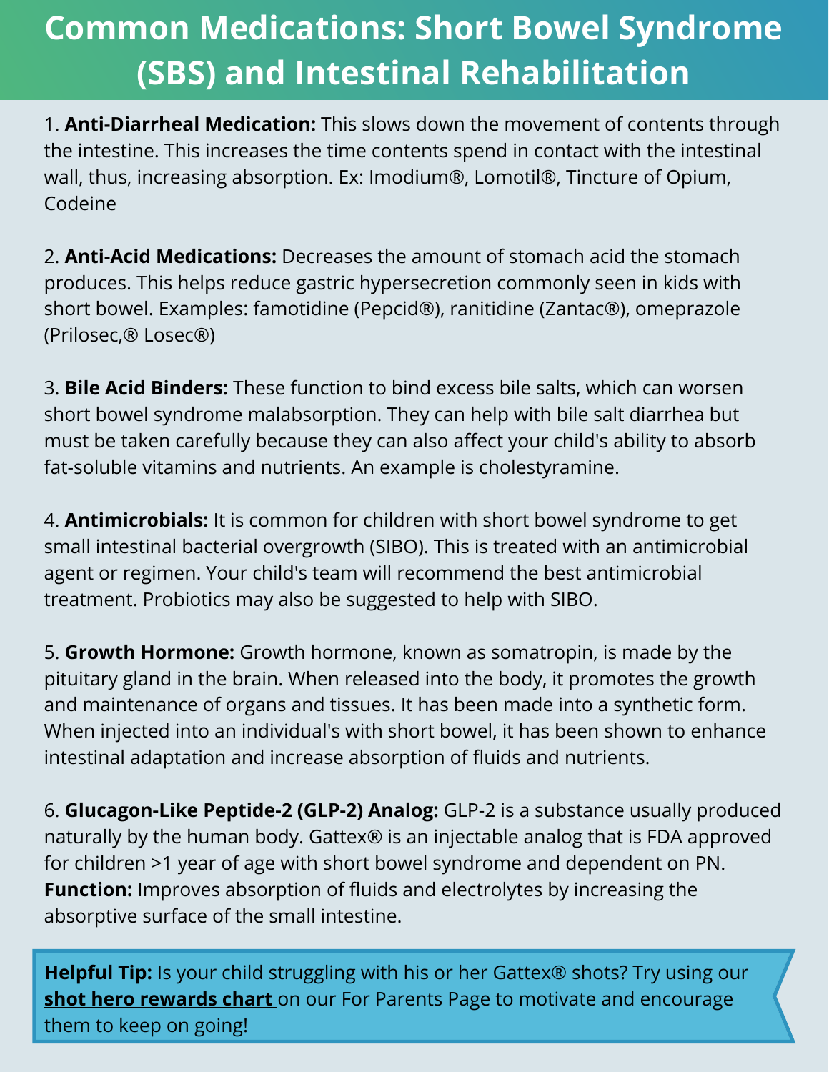# Common Medications: Short Bowel Syndrome (SBS) and Intestinal Rehabilitation

1. **Anti-Diarrheal Medication:** This slows down the movement of contents through the intestine. This increases the time contents spend in contact with the intestinal wall, thus, increasing absorption. Ex: Imodium®, Lomotil®, Tincture of Opium, Codeine

2. **Anti-Acid Medications:** Decreases the amount of stomach acid the stomach produces. This helps reduce gastric hypersecretion commonly seen in kids with short bowel. Examples: famotidine (Pepcid®), ranitidine (Zantac®), omeprazole (Prilosec,® Losec®)

3. **Bile Acid Binders:** These function to bind excess bile salts, which can worsen short bowel syndrome malabsorption. They can help with bile salt diarrhea but must be taken carefully because they can also affect your child's ability to absorb fat-soluble vitamins and nutrients. An example is cholestyramine.

4. **Antimicrobials:** It is common for children with short bowel syndrome to get small intestinal bacterial overgrowth (SIBO). This is treated with an antimicrobial agent or regimen. Your child's team will recommend the best antimicrobial treatment. Probiotics may also be suggested to help with SIBO.

5. **Growth Hormone:** Growth hormone, known as somatropin, is made by the pituitary gland in the brain. When released into the body, it promotes the growth and maintenance of organs and tissues. It has been made into a synthetic form. When injected into an individual's with short bowel, it has been shown to enhance intestinal adaptation and increase absorption of fluids and nutrients.

6. **Glucagon-Like Peptide-2 (GLP-2) Analog:** GLP-2 is a substance usually produced naturally by the human body. Gattex® is an injectable analog that is FDA approved for children >1 year of age with short bowel syndrome and dependent on PN. **Function:** Improves absorption of fluids and electrolytes by increasing the absorptive surface of the small intestine.

**Helpful Tip:** Is your child struggling with his or her Gattex® shots? Try using our **shot hero rewards chart** on our For Parents Page to motivate and encourage them to keep on going!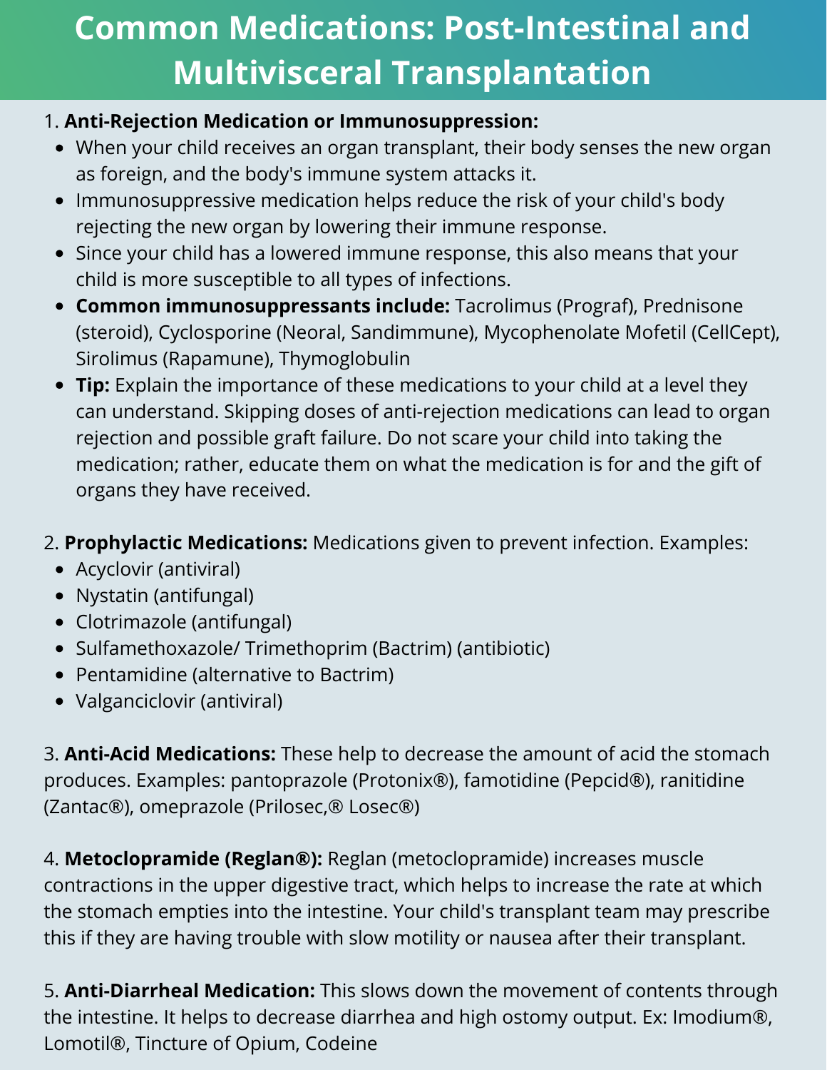# Common Medications: Post-Intestinal and Multivisceral Transplantation

1. **Anti-Rejection Medication or Immunosuppression:**
   - When your child receives an organ transplant, their body senses the new organ as foreign, and the body's immune system attacks it.
   - Immunosuppressive medication helps reduce the risk of your child's body rejecting the new organ by lowering their immune response.
   - Since your child has a lowered immune response, this also means that your child is more susceptible to all types of infections.
   - **Common immunosuppressants include:** Tacrolimus (Prograf), Prednisone (steroid), Cyclosporine (Neoral, Sandimmune), Mycophenolate Mofetil (CellCept), Sirolimus (Rapamune), Thymoglobulin
   - **Tip:** Explain the importance of these medications to your child at a level they can understand. Skipping doses of anti-rejection medications can lead to organ rejection and possible graft failure. Do not scare your child into taking the medication; rather, educate them on what the medication is for and the gift of organs they have received.

2. **Prophylactic Medications:** Medications given to prevent infection. Examples:
   - Acyclovir (antiviral)
   - Nystatin (antifungal)
   - Clotrimazole (antifungal)
   - Sulfamethoxazole/ Trimethoprim (Bactrim) (antibiotic)
   - Pentamidine (alternative to Bactrim)
   - Valganciclovir (antiviral)

3. **Anti-Acid Medications:** These help to decrease the amount of acid the stomach produces. Examples: pantoprazole (Protonix®), famotidine (Pepcid®), ranitidine (Zantac®), omeprazole (Prilosec,® Losec®)

4. **Metoclopramide (Reglan®):** Reglan (metoclopramide) increases muscle contractions in the upper digestive tract, which helps to increase the rate at which the stomach empties into the intestine. Your child's transplant team may prescribe this if they are having trouble with slow motility or nausea after their transplant.

5. **Anti-Diarrheal Medication:** This slows down the movement of contents through the intestine. It helps to decrease diarrhea and high ostomy output. Ex: Imodium®, Lomotil®, Tincture of Opium, Codeine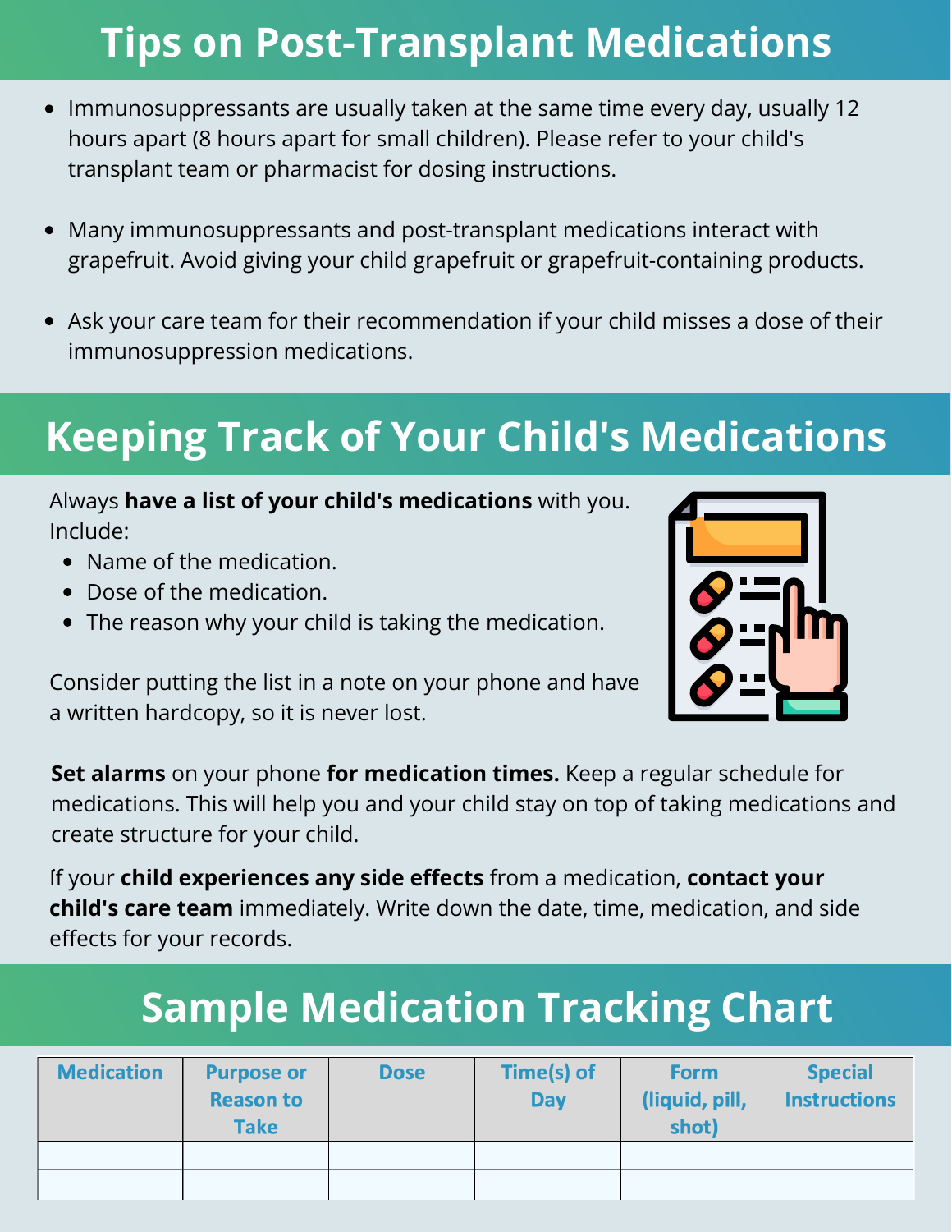# Tips on Post-Transplant Medications

- Immunosuppressants are usually taken at the same time every day, usually 12 hours apart (8 hours apart for small children). Please refer to your child's transplant team or pharmacist for dosing instructions.
- Many immunosuppressants and post-transplant medications interact with grapefruit. Avoid giving your child grapefruit or grapefruit-containing products.
- Ask your care team for their recommendation if your child misses a dose of their immunosuppression medications.

# Keeping Track of Your Child's Medications

Always **have a list of your child's medications** with you. Include:

- Name of the medication.
- Dose of the medication.
- The reason why your child is taking the medication.

Consider putting the list in a note on your phone and have a written hardcopy, so it is never lost.

**Set alarms** on your phone **for medication times.** Keep a regular schedule for medications. This will help you and your child stay on top of taking medications and create structure for your child.

If your **child experiences any side effects** from a medication, **contact your child's care team** immediately. Write down the date, time, medication, and side effects for your records.

# Sample Medication Tracking Chart

| Medication | Purpose or Reason to Take | Dose | Time(s) of Day | Form (liquid, pill, shot) | Special Instructions |
| --- | --- | --- | --- | --- | --- |
| | | | | | |
| | | | | | |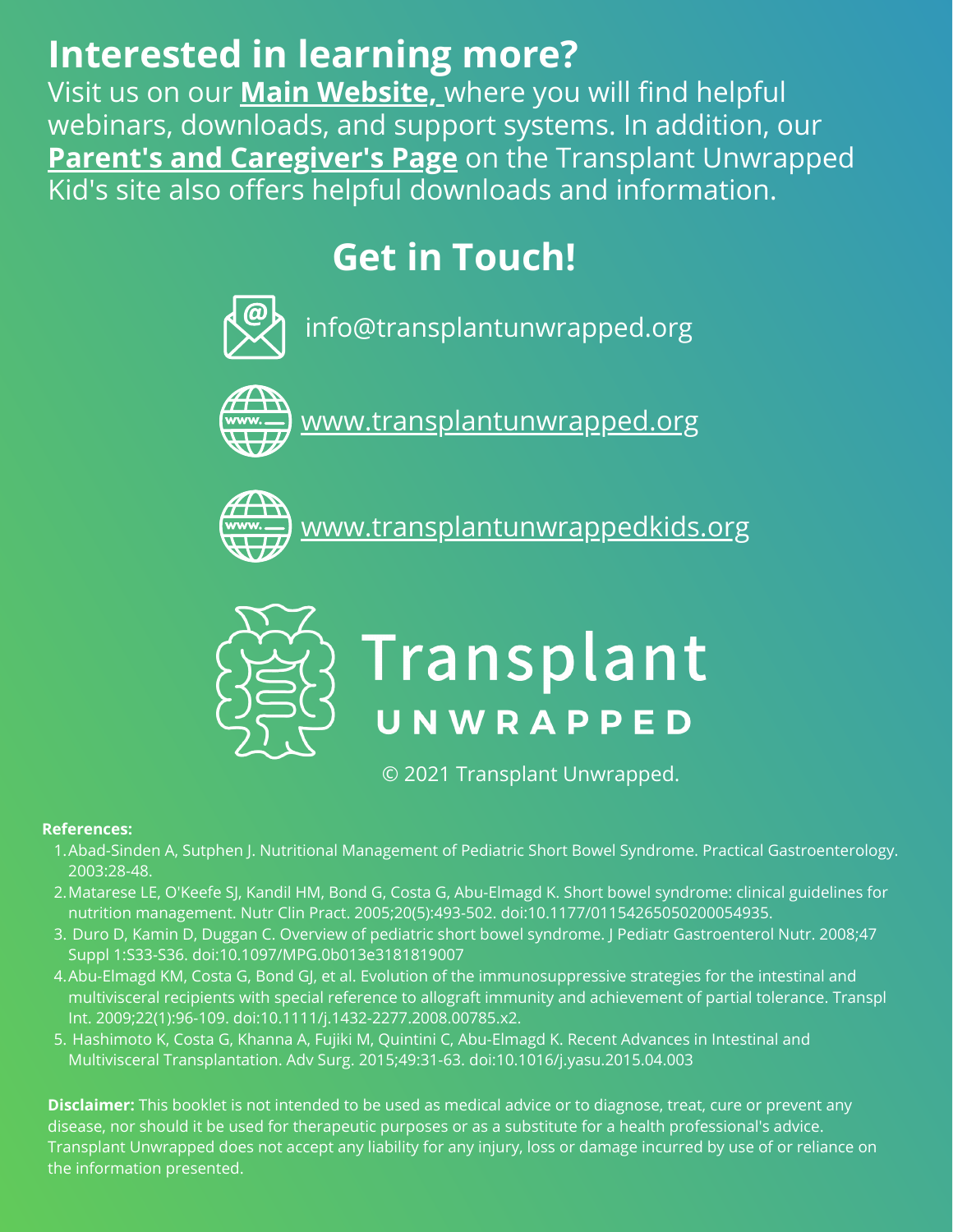## Interested in learning more?

Visit us on our **Main Website,** where you will find helpful webinars, downloads, and support systems. In addition, our **Parent's and Caregiver's Page** on the Transplant Unwrapped Kid's site also offers helpful downloads and information.

## Get in Touch!

info@transplantunwrapped.org

www.transplantunwrapped.org

www.transplantunwrappedkids.org

Transplant UNWRAPPED

© 2021 Transplant Unwrapped.

**References:**

1. Abad-Sinden A, Sutphen J. Nutritional Management of Pediatric Short Bowel Syndrome. Practical Gastroenterology. 2003:28-48.
2. Matarese LE, O'Keefe SJ, Kandil HM, Bond G, Costa G, Abu-Elmagd K. Short bowel syndrome: clinical guidelines for nutrition management. Nutr Clin Pract. 2005;20(5):493-502. doi:10.1177/0115426505020005493 5.
3. Duro D, Kamin D, Duggan C. Overview of pediatric short bowel syndrome. J Pediatr Gastroenterol Nutr. 2008;47 Suppl 1:S33-S36. doi:10.1097/MPG.0b013e3181819007
4. Abu-Elmagd KM, Costa G, Bond GJ, et al. Evolution of the immunosuppressive strategies for the intestinal and multivisceral recipients with special reference to allograft immunity and achievement of partial tolerance. Transpl Int. 2009;22(1):96-109. doi:10.1111/j.1432-2277.2008.00785.x2.
5. Hashimoto K, Costa G, Khanna A, Fujiki M, Quintini C, Abu-Elmagd K. Recent Advances in Intestinal and Multivisceral Transplantation. Adv Surg. 2015;49:31-63. doi:10.1016/j.yasu.2015.04.003

**Disclaimer:** This booklet is not intended to be used as medical advice or to diagnose, treat, cure or prevent any disease, nor should it be used for therapeutic purposes or as a substitute for a health professional's advice. Transplant Unwrapped does not accept any liability for any injury, loss or damage incurred by use of or reliance on the information presented.